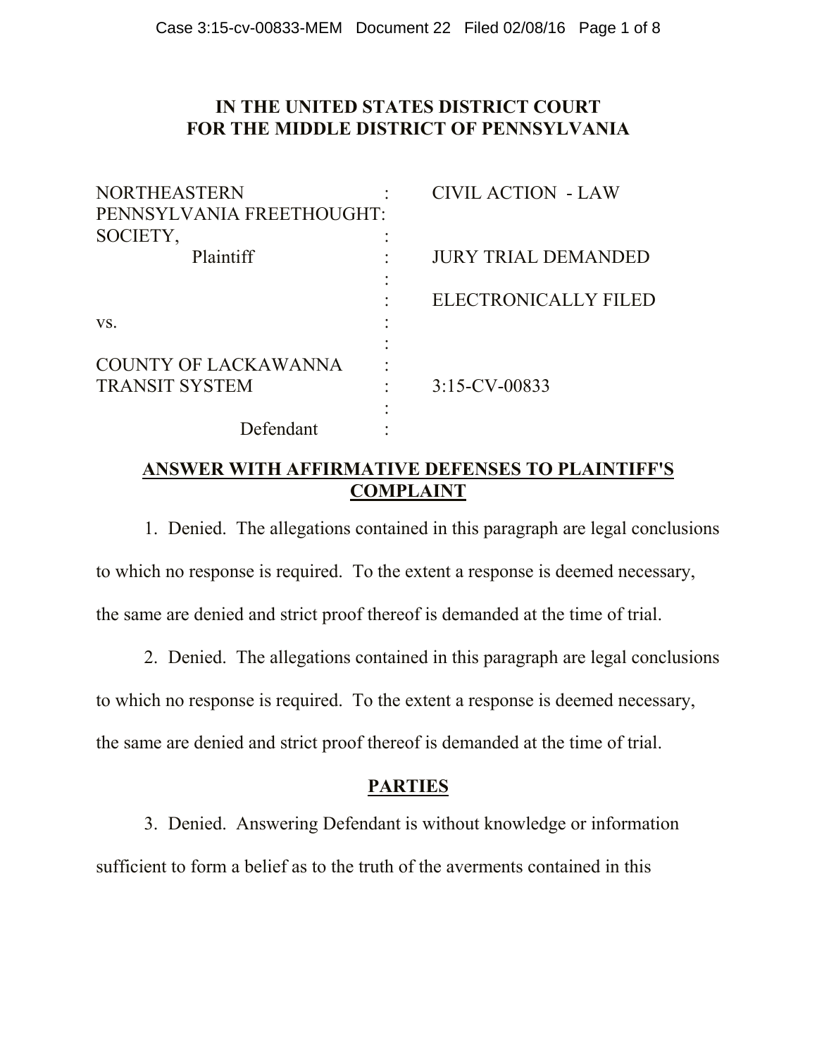**IN THE UNITED STATES DISTRICT COURT**
**FOR THE MIDDLE DISTRICT OF PENNSYLVANIA**

| | | |
|---|---|---|
| NORTHEASTERN PENNSYLVANIA FREETHOUGHT SOCIETY, | : | CIVIL ACTION - LAW |
| Plaintiff | : | JURY TRIAL DEMANDED |
| | : | ELECTRONICALLY FILED |
| vs. | : | |
| COUNTY OF LACKAWANNA TRANSIT SYSTEM | : | 3:15-CV-00833 |
| Defendant | : | |

## ANSWER WITH AFFIRMATIVE DEFENSES TO PLAINTIFF'S COMPLAINT

1. Denied. The allegations contained in this paragraph are legal conclusions to which no response is required. To the extent a response is deemed necessary, the same are denied and strict proof thereof is demanded at the time of trial.

2. Denied. The allegations contained in this paragraph are legal conclusions to which no response is required. To the extent a response is deemed necessary, the same are denied and strict proof thereof is demanded at the time of trial.

## PARTIES

3. Denied. Answering Defendant is without knowledge or information sufficient to form a belief as to the truth of the averments contained in this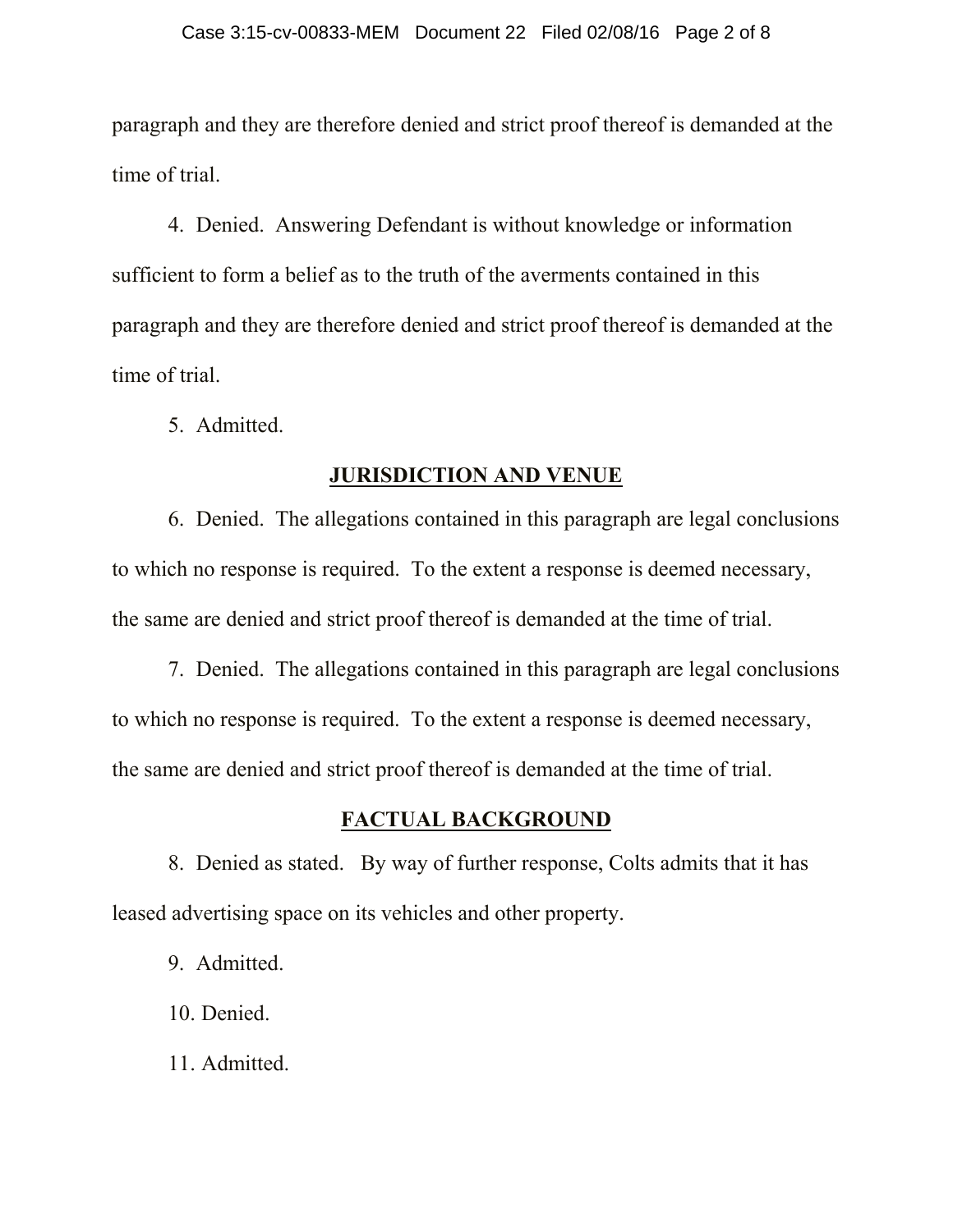paragraph and they are therefore denied and strict proof thereof is demanded at the time of trial.

4. Denied. Answering Defendant is without knowledge or information sufficient to form a belief as to the truth of the averments contained in this paragraph and they are therefore denied and strict proof thereof is demanded at the time of trial.

5. Admitted.

## JURISDICTION AND VENUE

6. Denied. The allegations contained in this paragraph are legal conclusions to which no response is required. To the extent a response is deemed necessary, the same are denied and strict proof thereof is demanded at the time of trial.

7. Denied. The allegations contained in this paragraph are legal conclusions to which no response is required. To the extent a response is deemed necessary, the same are denied and strict proof thereof is demanded at the time of trial.

## FACTUAL BACKGROUND

8. Denied as stated. By way of further response, Colts admits that it has leased advertising space on its vehicles and other property.

9. Admitted.

10. Denied.

11. Admitted.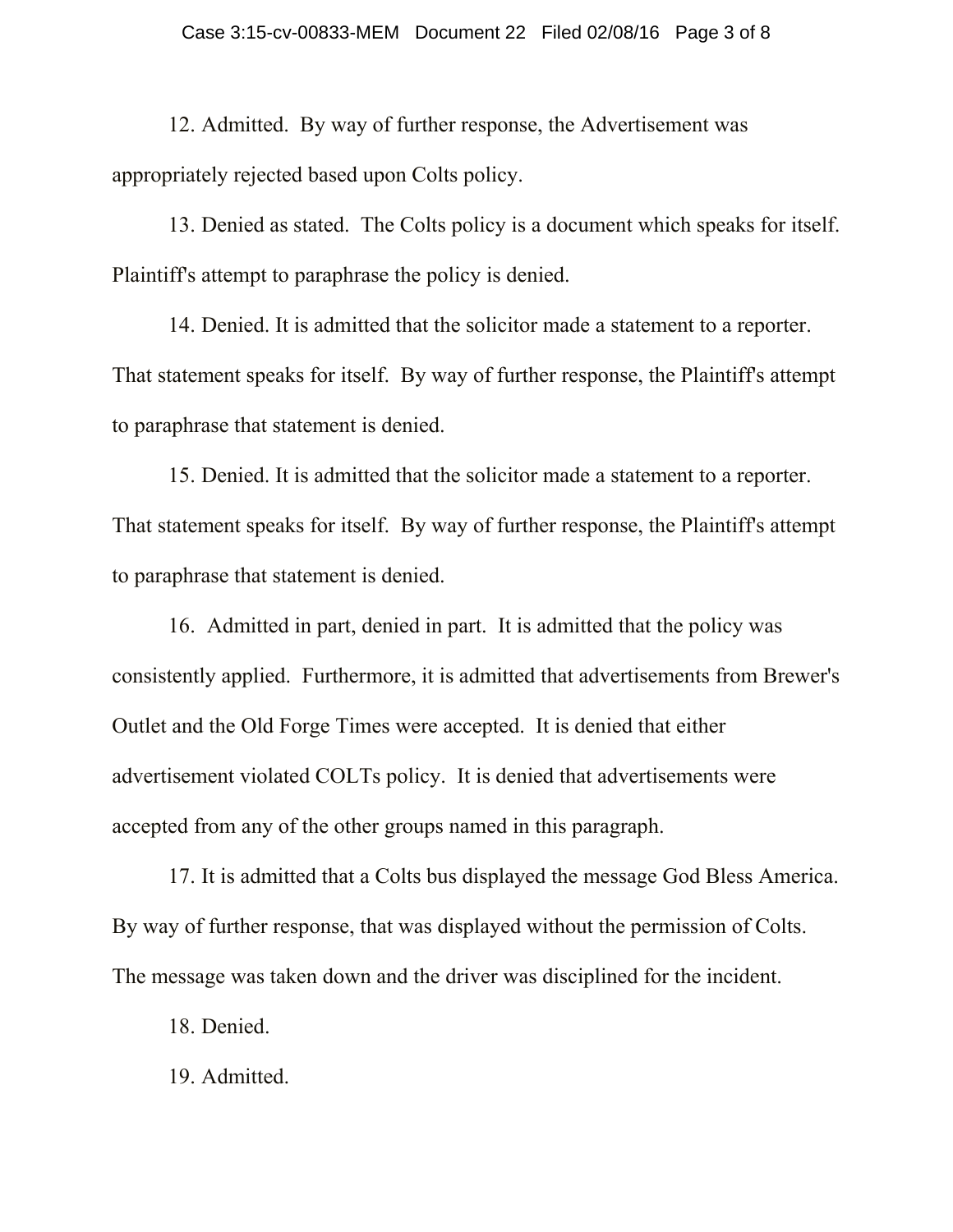12. Admitted. By way of further response, the Advertisement was appropriately rejected based upon Colts policy.

13. Denied as stated. The Colts policy is a document which speaks for itself. Plaintiff's attempt to paraphrase the policy is denied.

14. Denied. It is admitted that the solicitor made a statement to a reporter. That statement speaks for itself. By way of further response, the Plaintiff's attempt to paraphrase that statement is denied.

15. Denied. It is admitted that the solicitor made a statement to a reporter. That statement speaks for itself. By way of further response, the Plaintiff's attempt to paraphrase that statement is denied.

16. Admitted in part, denied in part. It is admitted that the policy was consistently applied. Furthermore, it is admitted that advertisements from Brewer's Outlet and the Old Forge Times were accepted. It is denied that either advertisement violated COLTs policy. It is denied that advertisements were accepted from any of the other groups named in this paragraph.

17. It is admitted that a Colts bus displayed the message God Bless America. By way of further response, that was displayed without the permission of Colts. The message was taken down and the driver was disciplined for the incident.

18. Denied.

19. Admitted.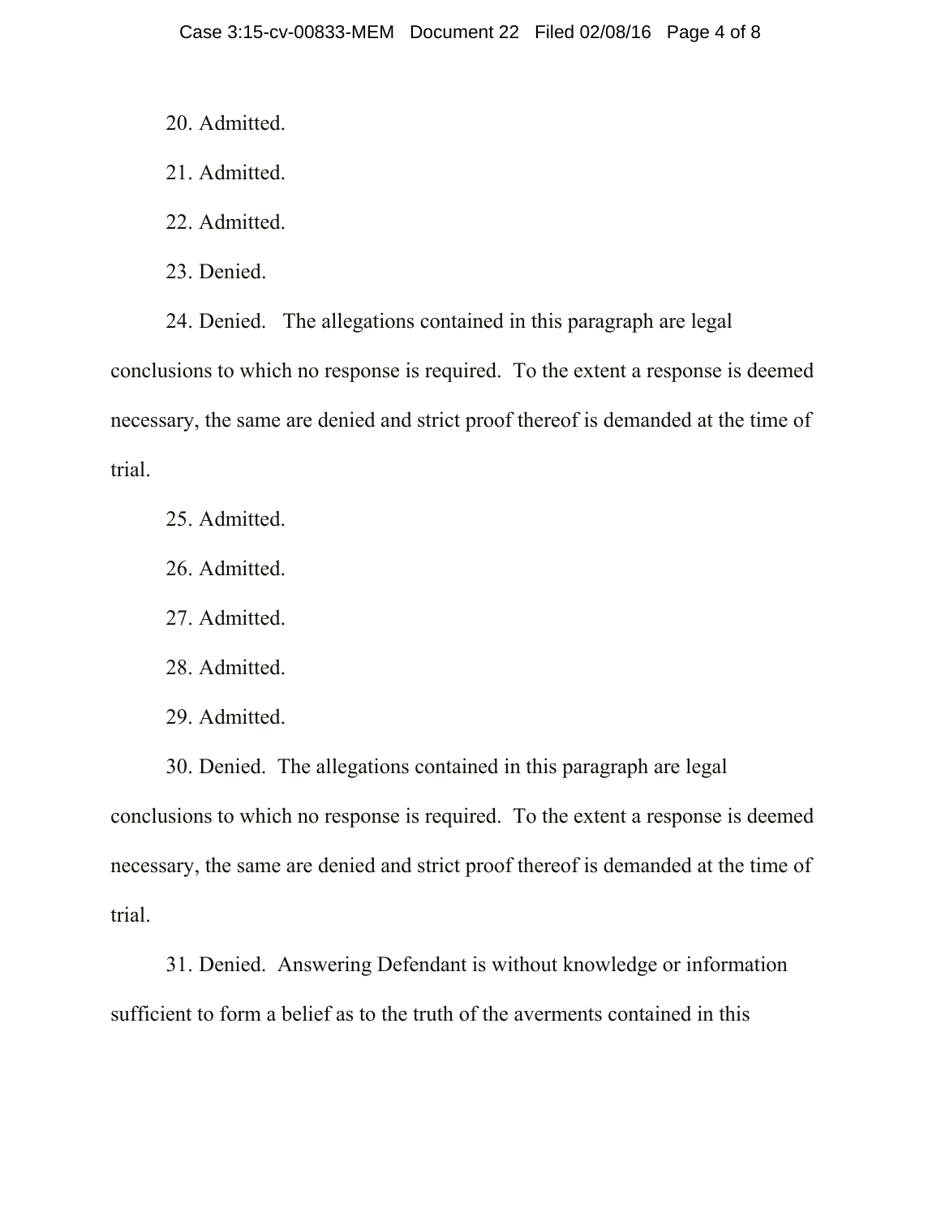20. Admitted.

21. Admitted.

22. Admitted.

23. Denied.

24. Denied. The allegations contained in this paragraph are legal conclusions to which no response is required. To the extent a response is deemed necessary, the same are denied and strict proof thereof is demanded at the time of trial.

25. Admitted.

26. Admitted.

27. Admitted.

28. Admitted.

29. Admitted.

30. Denied. The allegations contained in this paragraph are legal conclusions to which no response is required. To the extent a response is deemed necessary, the same are denied and strict proof thereof is demanded at the time of trial.

31. Denied. Answering Defendant is without knowledge or information sufficient to form a belief as to the truth of the averments contained in this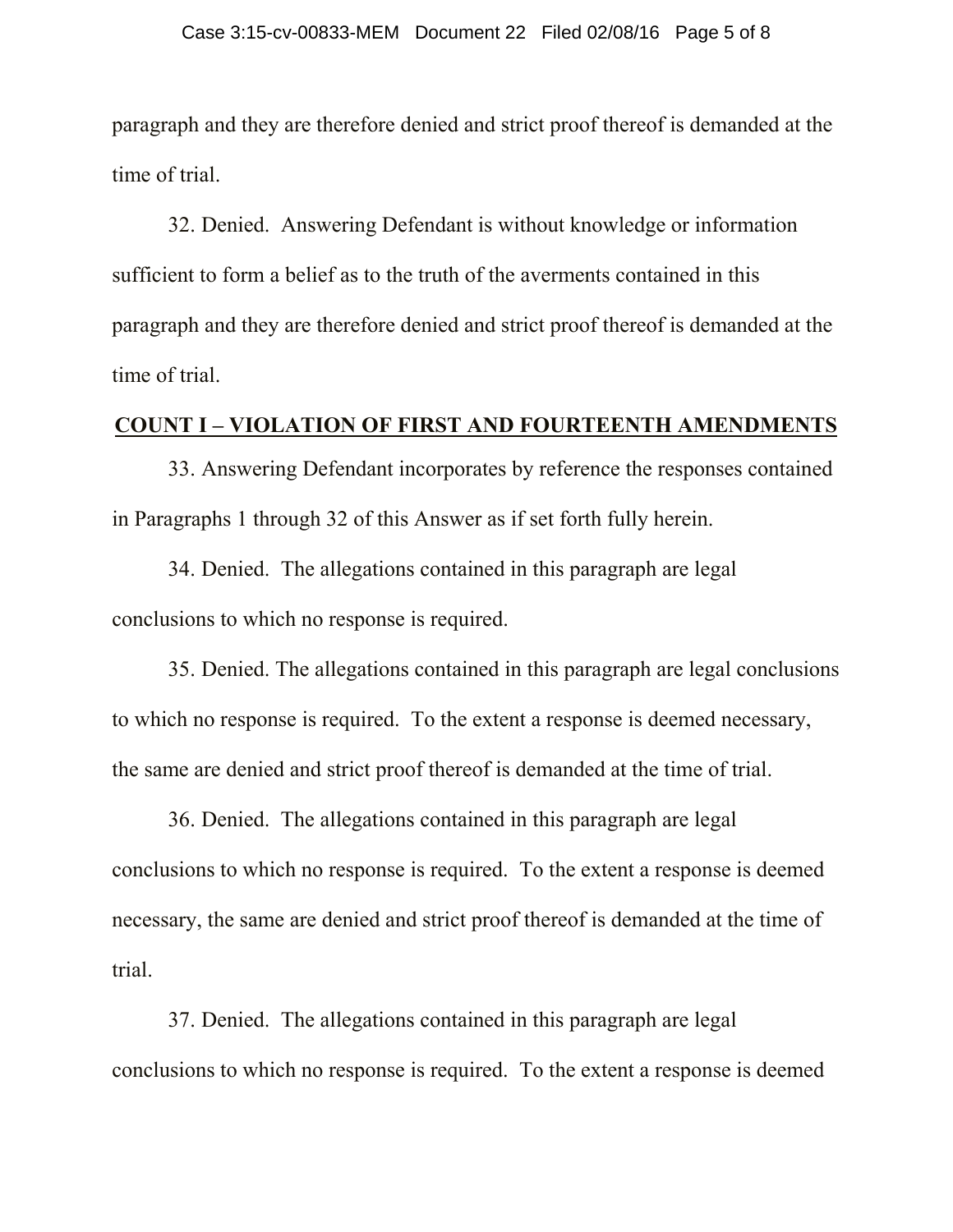paragraph and they are therefore denied and strict proof thereof is demanded at the time of trial.

32. Denied. Answering Defendant is without knowledge or information sufficient to form a belief as to the truth of the averments contained in this paragraph and they are therefore denied and strict proof thereof is demanded at the time of trial.

## COUNT I – VIOLATION OF FIRST AND FOURTEENTH AMENDMENTS

33. Answering Defendant incorporates by reference the responses contained in Paragraphs 1 through 32 of this Answer as if set forth fully herein.

34. Denied. The allegations contained in this paragraph are legal conclusions to which no response is required.

35. Denied. The allegations contained in this paragraph are legal conclusions to which no response is required. To the extent a response is deemed necessary, the same are denied and strict proof thereof is demanded at the time of trial.

36. Denied. The allegations contained in this paragraph are legal conclusions to which no response is required. To the extent a response is deemed necessary, the same are denied and strict proof thereof is demanded at the time of trial.

37. Denied. The allegations contained in this paragraph are legal conclusions to which no response is required. To the extent a response is deemed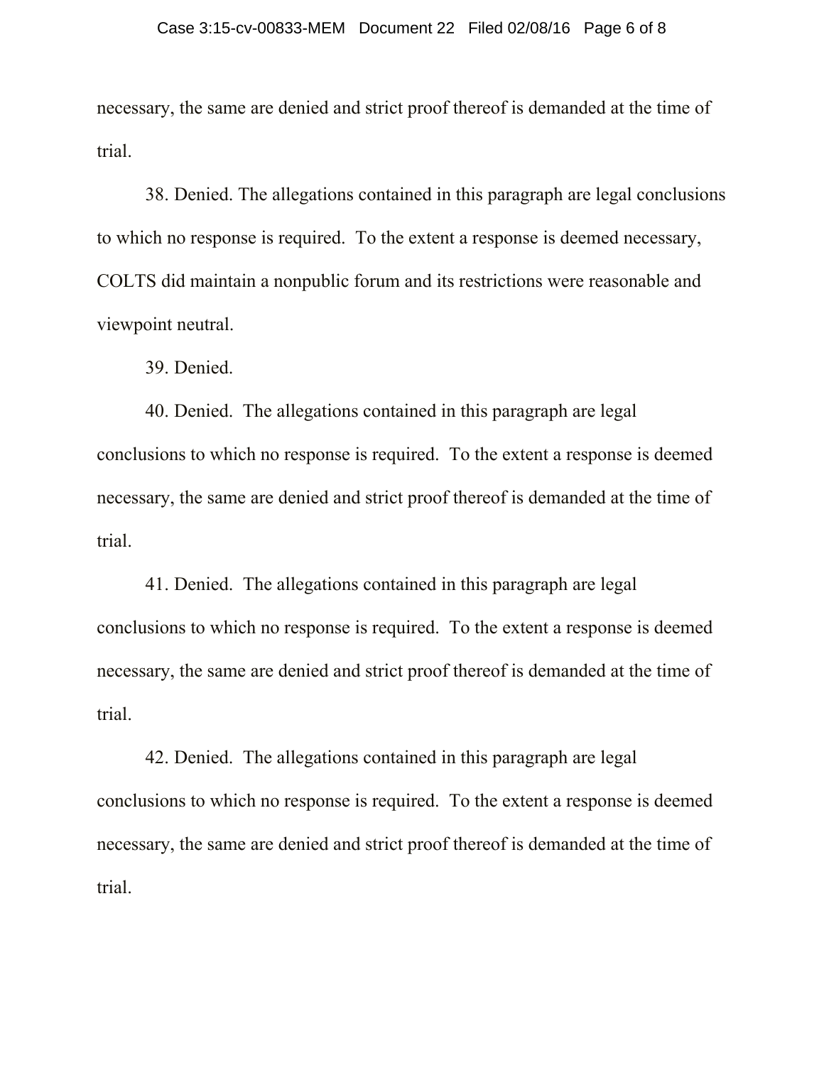necessary, the same are denied and strict proof thereof is demanded at the time of trial.

38. Denied. The allegations contained in this paragraph are legal conclusions to which no response is required. To the extent a response is deemed necessary, COLTS did maintain a nonpublic forum and its restrictions were reasonable and viewpoint neutral.

39. Denied.

40. Denied. The allegations contained in this paragraph are legal conclusions to which no response is required. To the extent a response is deemed necessary, the same are denied and strict proof thereof is demanded at the time of trial.

41. Denied. The allegations contained in this paragraph are legal conclusions to which no response is required. To the extent a response is deemed necessary, the same are denied and strict proof thereof is demanded at the time of trial.

42. Denied. The allegations contained in this paragraph are legal conclusions to which no response is required. To the extent a response is deemed necessary, the same are denied and strict proof thereof is demanded at the time of trial.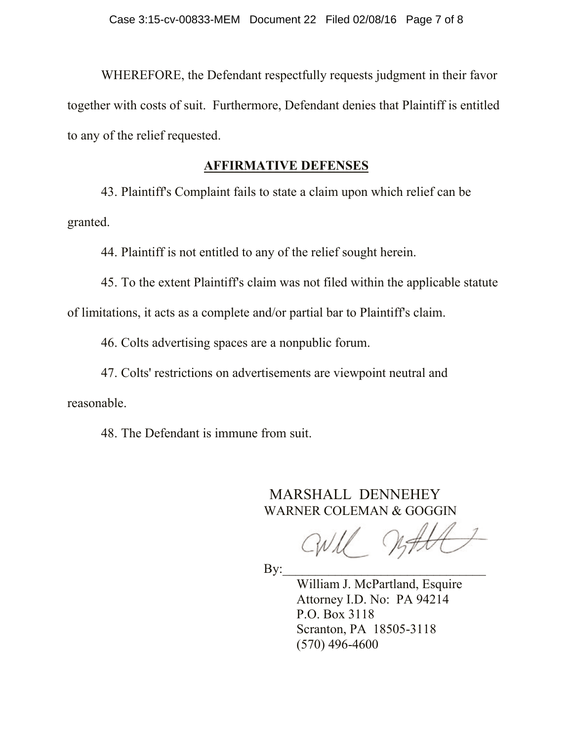WHEREFORE, the Defendant respectfully requests judgment in their favor together with costs of suit. Furthermore, Defendant denies that Plaintiff is entitled to any of the relief requested.

## **AFFIRMATIVE DEFENSES**

43. Plaintiff's Complaint fails to state a claim upon which relief can be granted.

44. Plaintiff is not entitled to any of the relief sought herein.

45. To the extent Plaintiff's claim was not filed within the applicable statute of limitations, it acts as a complete and/or partial bar to Plaintiff's claim.

46. Colts advertising spaces are a nonpublic forum.

47. Colts' restrictions on advertisements are viewpoint neutral and reasonable.

48. The Defendant is immune from suit.

MARSHALL DENNEHEY
WARNER COLEMAN & GOGGIN

By:______________________________
William J. McPartland, Esquire
Attorney I.D. No: PA 94214
P.O. Box 3118
Scranton, PA 18505-3118
(570) 496-4600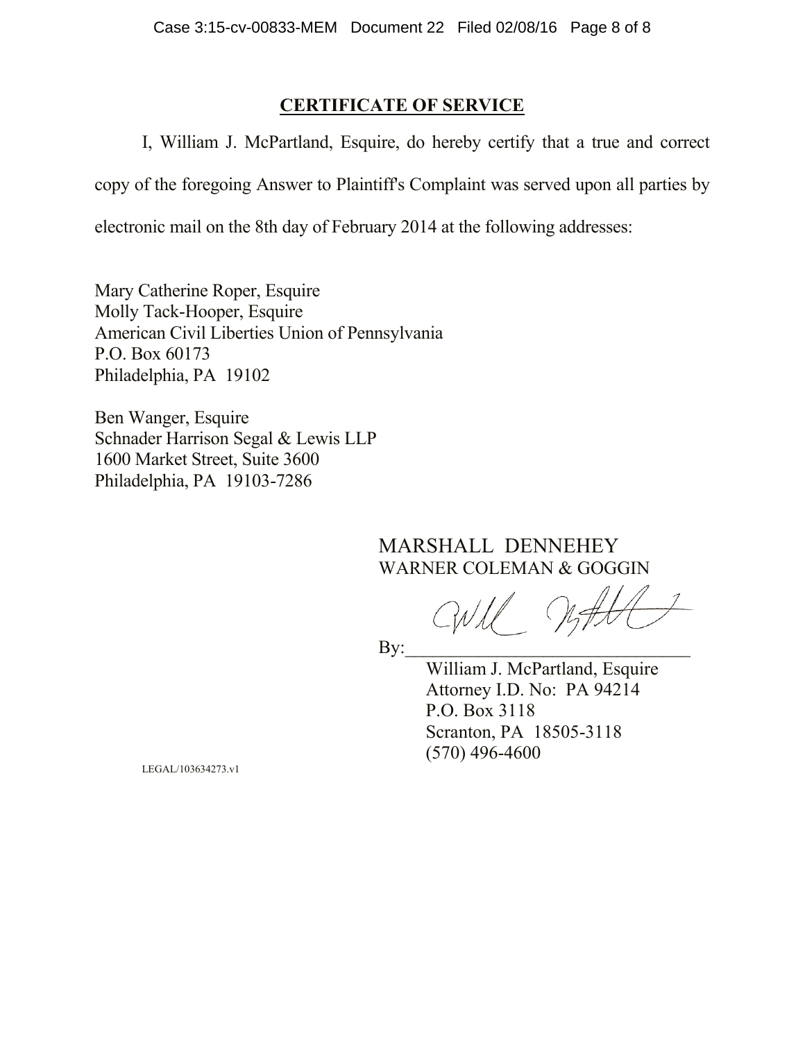## CERTIFICATE OF SERVICE

I, William J. McPartland, Esquire, do hereby certify that a true and correct copy of the foregoing Answer to Plaintiff's Complaint was served upon all parties by electronic mail on the 8th day of February 2014 at the following addresses:

Mary Catherine Roper, Esquire
Molly Tack-Hooper, Esquire
American Civil Liberties Union of Pennsylvania
P.O. Box 60173
Philadelphia, PA 19102

Ben Wanger, Esquire
Schnader Harrison Segal & Lewis LLP
1600 Market Street, Suite 3600
Philadelphia, PA 19103-7286

MARSHALL DENNEHEY
WARNER COLEMAN & GOGGIN

By:______________________________
William J. McPartland, Esquire
Attorney I.D. No: PA 94214
P.O. Box 3118
Scranton, PA 18505-3118
(570) 496-4600

LEGAL/103634273.v1